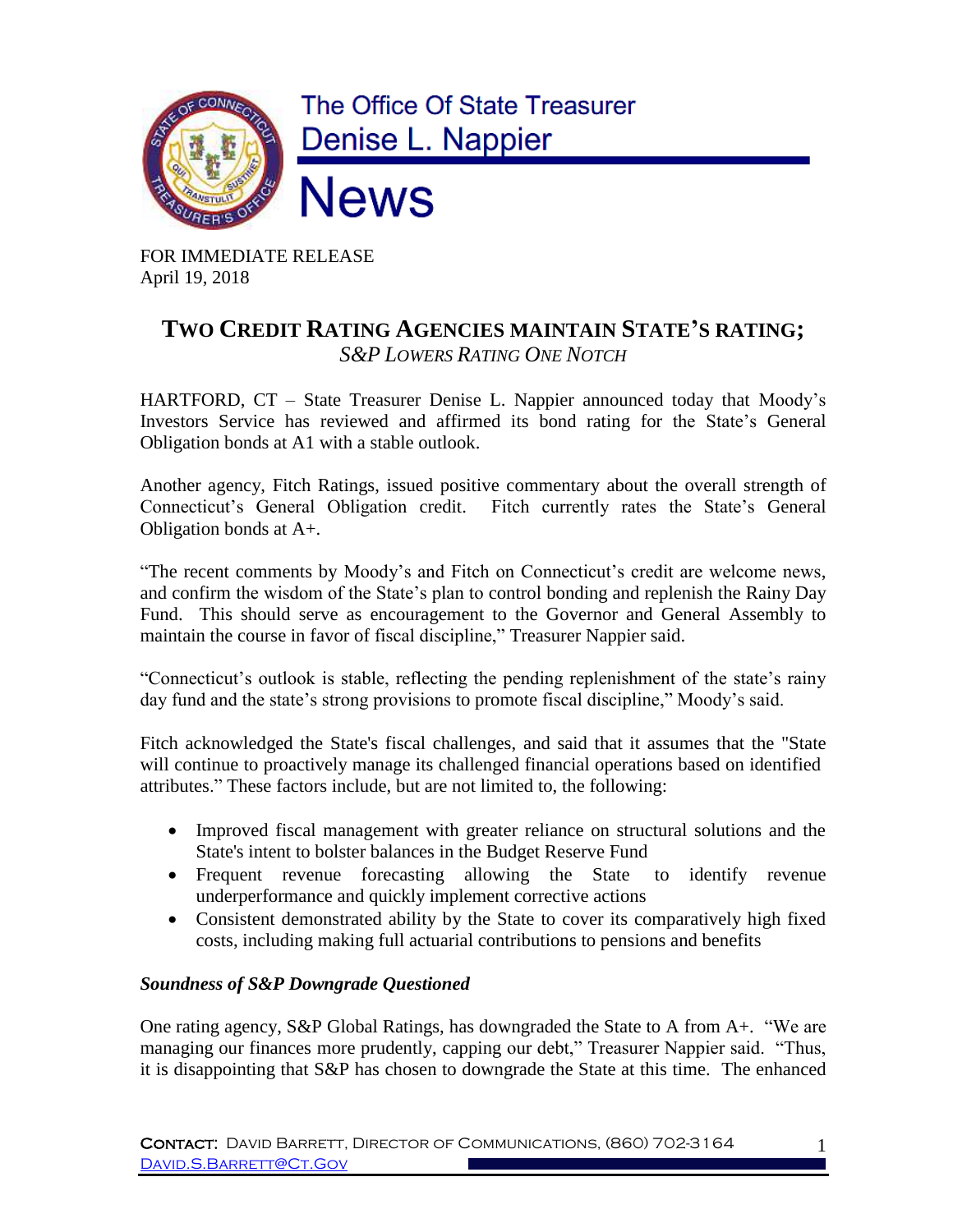The Office Of State Treasurer
Denise L. Nappier

# News

FOR IMMEDIATE RELEASE
April 19, 2018

## TWO CREDIT RATING AGENCIES MAINTAIN STATE'S RATING;
*S&P LOWERS RATING ONE NOTCH*

HARTFORD, CT – State Treasurer Denise L. Nappier announced today that Moody's Investors Service has reviewed and affirmed its bond rating for the State's General Obligation bonds at A1 with a stable outlook.

Another agency, Fitch Ratings, issued positive commentary about the overall strength of Connecticut's General Obligation credit. Fitch currently rates the State's General Obligation bonds at A+.

"The recent comments by Moody's and Fitch on Connecticut's credit are welcome news, and confirm the wisdom of the State's plan to control bonding and replenish the Rainy Day Fund. This should serve as encouragement to the Governor and General Assembly to maintain the course in favor of fiscal discipline," Treasurer Nappier said.

"Connecticut's outlook is stable, reflecting the pending replenishment of the state's rainy day fund and the state's strong provisions to promote fiscal discipline," Moody's said.

Fitch acknowledged the State's fiscal challenges, and said that it assumes that the "State will continue to proactively manage its challenged financial operations based on identified attributes." These factors include, but are not limited to, the following:

- Improved fiscal management with greater reliance on structural solutions and the State's intent to bolster balances in the Budget Reserve Fund
- Frequent revenue forecasting allowing the State to identify revenue underperformance and quickly implement corrective actions
- Consistent demonstrated ability by the State to cover its comparatively high fixed costs, including making full actuarial contributions to pensions and benefits

### *Soundness of S&P Downgrade Questioned*

One rating agency, S&P Global Ratings, has downgraded the State to A from A+. "We are managing our finances more prudently, capping our debt," Treasurer Nappier said. "Thus, it is disappointing that S&P has chosen to downgrade the State at this time. The enhanced

CONTACT: DAVID BARRETT, DIRECTOR OF COMMUNICATIONS, (860) 702-3164
DAVID.S.BARRETT@CT.GOV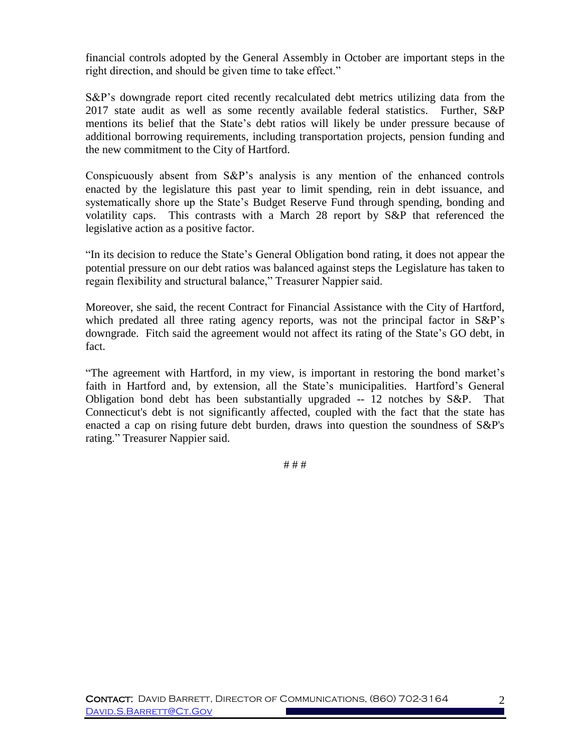financial controls adopted by the General Assembly in October are important steps in the right direction, and should be given time to take effect."

S&P's downgrade report cited recently recalculated debt metrics utilizing data from the 2017 state audit as well as some recently available federal statistics. Further, S&P mentions its belief that the State's debt ratios will likely be under pressure because of additional borrowing requirements, including transportation projects, pension funding and the new commitment to the City of Hartford.

Conspicuously absent from S&P's analysis is any mention of the enhanced controls enacted by the legislature this past year to limit spending, rein in debt issuance, and systematically shore up the State's Budget Reserve Fund through spending, bonding and volatility caps. This contrasts with a March 28 report by S&P that referenced the legislative action as a positive factor.

"In its decision to reduce the State's General Obligation bond rating, it does not appear the potential pressure on our debt ratios was balanced against steps the Legislature has taken to regain flexibility and structural balance," Treasurer Nappier said.

Moreover, she said, the recent Contract for Financial Assistance with the City of Hartford, which predated all three rating agency reports, was not the principal factor in S&P's downgrade. Fitch said the agreement would not affect its rating of the State's GO debt, in fact.

"The agreement with Hartford, in my view, is important in restoring the bond market's faith in Hartford and, by extension, all the State's municipalities. Hartford's General Obligation bond debt has been substantially upgraded -- 12 notches by S&P. That Connecticut's debt is not significantly affected, coupled with the fact that the state has enacted a cap on rising future debt burden, draws into question the soundness of S&P's rating." Treasurer Nappier said.

# # #

**Contact:** David Barrett, Director of Communications, (860) 702-3164
David.S.Barrett@Ct.Gov